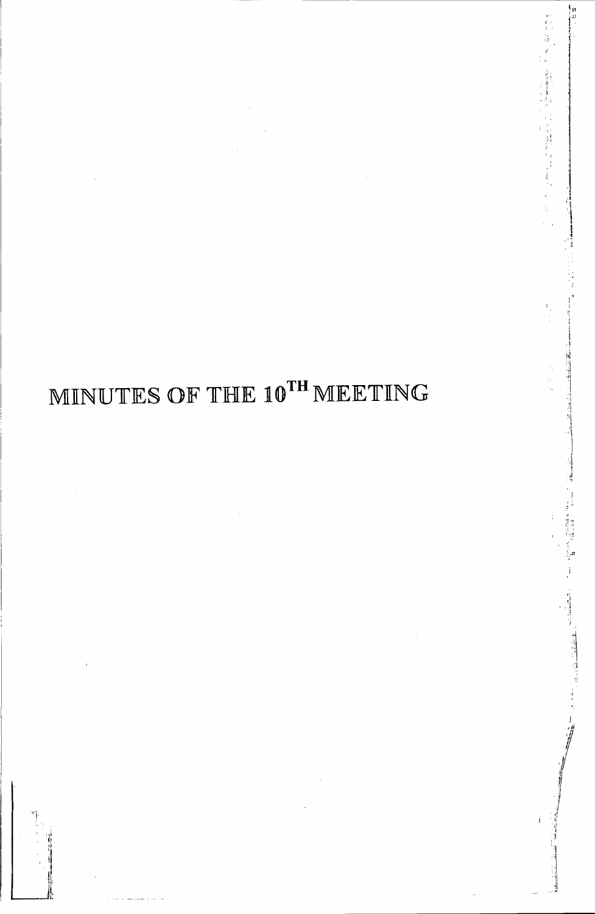# MINUTES OF THE 10TH MEETING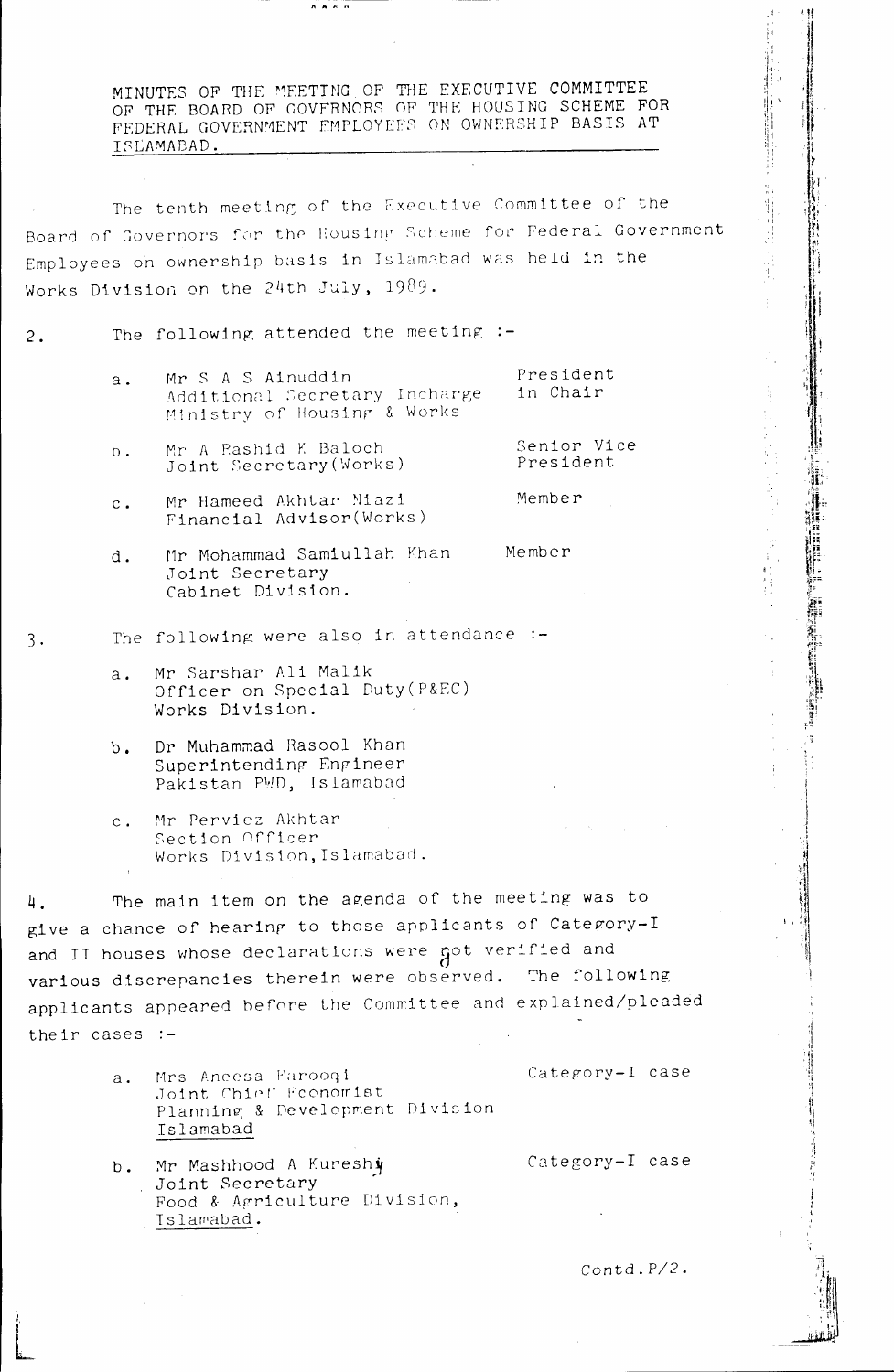MINUTES OF THE MEETING OF THE EXECUTIVE COMMITTEE OF THE BOARD OF GOVERNORS OF THE HOUSING SCHEME FOR FEDERAL GOVERNMENT EMPLOYEES ON OWNERSHIP BASIS AT ISLAMABAD.

The tenth meeting of the Executive Committee of the Board of Governors for the Housing Scheme for Federal Government Employees on ownership basis in Islamabad was held in the Works Division on the 24th July, 1989.

2. The following attended the meeting :-

| | | |
|---|---|---|
| a. | Mr S A S Ainuddin<br>Additional Secretary Incharge<br>Ministry of Housing & Works | President in Chair |
| b. | Mr A Rashid K Baloch<br>Joint Secretary(Works) | Senior Vice President |
| c. | Mr Hameed Akhtar Niazi<br>Financial Advisor(Works) | Member |
| d. | Mr Mohammad Samiullah Khan<br>Joint Secretary<br>Cabinet Division. | Member |

3. The following were also in attendance :-

a. Mr Sarshar Ali Malik
Officer on Special Duty(P&EC)
Works Division.

b. Dr Muhammad Rasool Khan
Superintending Engineer
Pakistan PWD, Islamabad

c. Mr Perviez Akhtar
Section Officer
Works Division, Islamabad.

4. The main item on the agenda of the meeting was to give a chance of hearing to those applicants of Category-I and II houses whose declarations were not verified and various discrepancies therein were observed. The following applicants appeared before the Committee and explained/pleaded their cases :-

| | | |
|---|---|---|
| a. | Mrs Aneesa Farooqi<br>Joint Chief Economist<br>Planning & Development Division<br>Islamabad | Category-I case |
| b. | Mr Mashhood A Kureshy<br>Joint Secretary<br>Food & Agriculture Division,<br>Islamabad. | Category-I case |

Contd.P/2.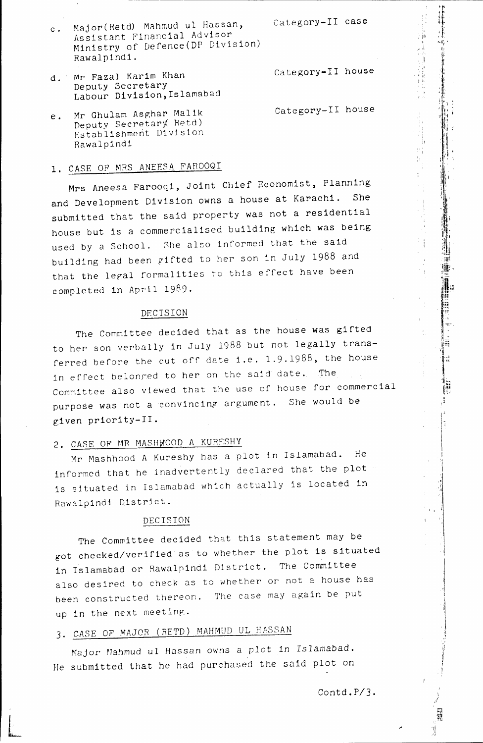c. Major(Retd) Mahmud ul Hassan, Assistant Financial Advisor Ministry of Defence(DP Division) Rawalpindi. — Category-II case

d. Mr Fazal Karim Khan Deputy Secretary Labour Division, Islamabad — Category-II house

e. Mr Ghulam Asghar Malik Deputy Secretary( Retd) Establishment Division Rawalpindi — Category-II house

## 1. CASE OF MRS ANEESA FAROOQI

Mrs Aneesa Farooqi, Joint Chief Economist, Planning and Development Division owns a house at Karachi. She submitted that the said property was not a residential house but is a commercialised building which was being used by a School. She also informed that the said building had been gifted to her son in July 1988 and that the legal formalities to this effect have been completed in April 1989.

### DECISION

The Committee decided that as the house was gifted to her son verbally in July 1988 but not legally transferred before the cut off date i.e. 1.9.1988, the house in effect belonged to her on the said date. The Committee also viewed that the use of house for commercial purpose was not a convincing argument. She would be given priority-II.

## 2. CASE OF MR MASHHOOD A KURESHY

Mr Mashhood A Kureshy has a plot in Islamabad. He informed that he inadvertently declared that the plot is situated in Islamabad which actually is located in Rawalpindi District.

### DECISION

The Committee decided that this statement may be got checked/verified as to whether the plot is situated in Islamabad or Rawalpindi District. The Committee also desired to check as to whether or not a house has been constructed thereon. The case may again be put up in the next meeting.

## 3. CASE OF MAJOR (RETD) MAHMUD UL HASSAN

Major Mahmud ul Hassan owns a plot in Islamabad. He submitted that he had purchased the said plot on

Contd.P/3.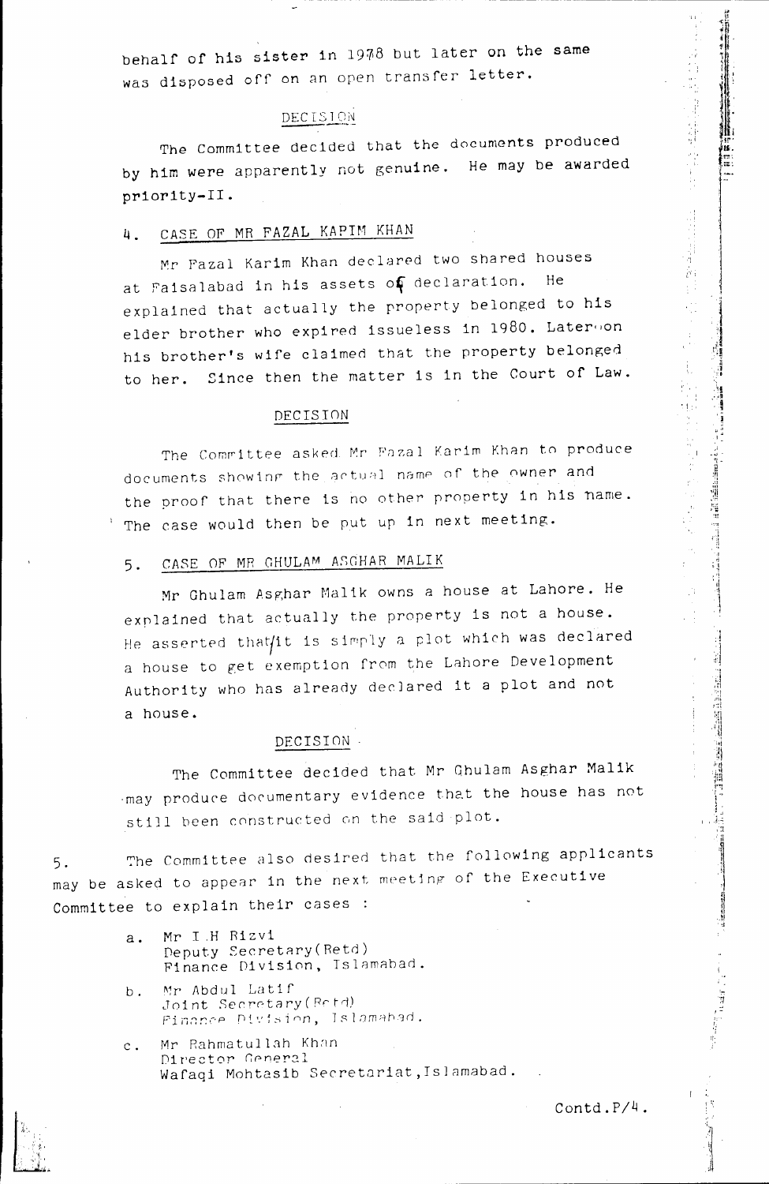behalf of his sister in 1978 but later on the same was disposed off on an open transfer letter.

DECISION

The Committee decided that the documents produced by him were apparently not genuine. He may be awarded priority-II.

4. CASE OF MR FAZAL KARIM KHAN

Mr Fazal Karim Khan declared two shared houses at Faisalabad in his assets of declaration. He explained that actually the property belonged to his elder brother who expired issueless in 1980. Lateron his brother's wife claimed that the property belonged to her. Since then the matter is in the Court of Law.

DECISION

The Committee asked Mr Fazal Karim Khan to produce documents showing the actual name of the owner and the proof that there is no other property in his name. The case would then be put up in next meeting.

5. CASE OF MR GHULAM ASGHAR MALIK

Mr Ghulam Asghar Malik owns a house at Lahore. He explained that actually the property is not a house. He asserted that it is simply a plot which was declared a house to get exemption from the Lahore Development Authority who has already declared it a plot and not a house.

DECISION

The Committee decided that Mr Ghulam Asghar Malik may produce documentary evidence that the house has not still been constructed on the said plot.

5. The Committee also desired that the following applicants may be asked to appear in the next meeting of the Executive Committee to explain their cases :

a. Mr I.H Rizvi
Deputy Secretary(Retd)
Finance Division, Islamabad.

b. Mr Abdul Latif
Joint Secretary(Retd)
Finance Division, Islamabad.

c. Mr Rahmatullah Khan
Director General
Wafaqi Mohtasib Secretariat, Islamabad.

Contd.P/4.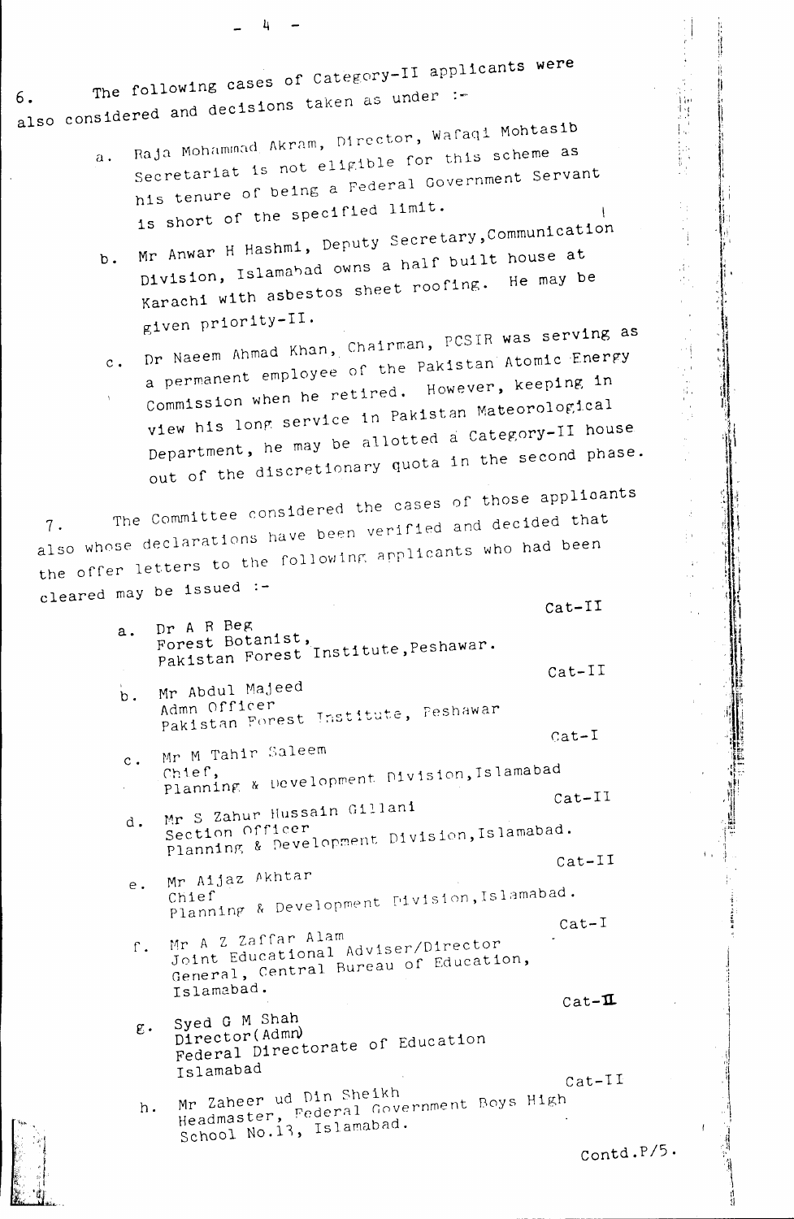6. The following cases of Category-II applicants were also considered and decisions taken as under :-

a. Raja Mohammad Akram, Director, Wafaqi Mohtasib Secretariat is not eligible for this scheme as his tenure of being a Federal Government Servant is short of the specified limit.

b. Mr Anwar H Hashmi, Deputy Secretary, Communication Division, Islamabad owns a half built house at Karachi with asbestos sheet roofing. He may be given priority-II.

c. Dr Naeem Ahmad Khan, Chairman, PCSIR was serving as a permanent employee of the Pakistan Atomic Energy Commission when he retired. However, keeping in view his long service in Pakistan Mateorological Department, he may be allotted a Category-II house out of the discretionary quota in the second phase.

7. The Committee considered the cases of those applicants also whose declarations have been verified and decided that the offer letters to the following applicants who had been cleared may be issued :-

a. Dr A R Beg
Forest Botanist,
Pakistan Forest Institute, Peshawar. — Cat-II

b. Mr Abdul Majeed
Admn Officer
Pakistan Forest Institute, Peshawar — Cat-II

c. Mr M Tahir Saleem
Chief,
Planning & Development Division, Islamabad — Cat-I

d. Mr S Zahur Hussain Gillani
Section Officer
Planning & Development Division, Islamabad. — Cat-II

e. Mr Aijaz Akhtar
Chief
Planning & Development Division, Islamabad. — Cat-II

f. Mr A Z Zaffar Alam
Joint Educational Adviser/Director General, Central Bureau of Education, Islamabad. — Cat-I

g. Syed G M Shah
Director(Admn)
Federal Directorate of Education
Islamabad — Cat-II

h. Mr Zaheer ud Din Sheikh
Headmaster, Federal Government Boys High School No.13, Islamabad. — Cat-II

Contd.P/5.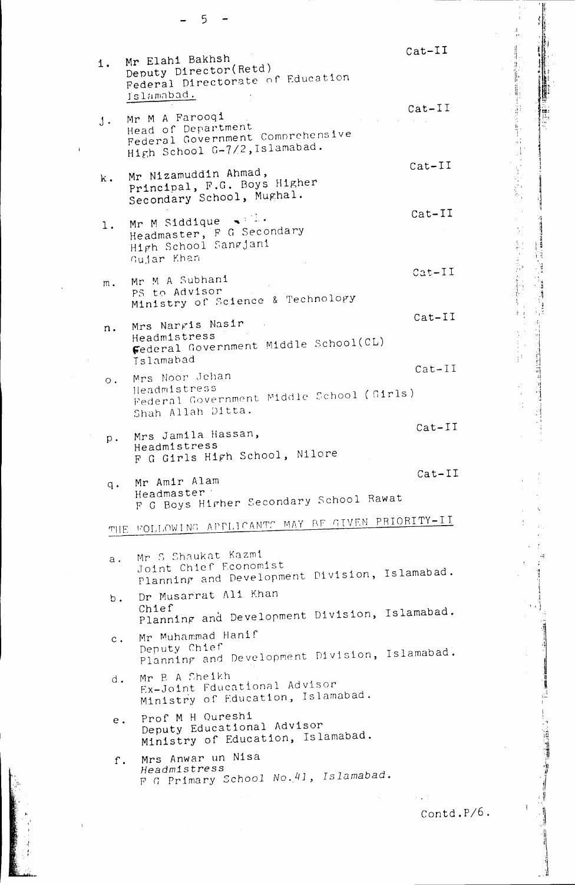i. Mr Elahi Bakhsh
   Deputy Director(Retd)
   Federal Directorate of Education
   Islamabad. — Cat-II

j. Mr M A Farooqi
   Head of Department
   Federal Government Comprehensive
   High School G-7/2, Islamabad. — Cat-II

k. Mr Nizamuddin Ahmad,
   Principal, F.G. Boys Higher
   Secondary School, Mughal. — Cat-II

l. Mr M Siddique
   Headmaster, F G Secondary
   High School Sangjani
   Gujar Khan — Cat-II

m. Mr M A Subhani
   PS to Advisor
   Ministry of Science & Technology — Cat-II

n. Mrs Nargis Nasir
   Headmistress
   Federal Government Middle School(CL)
   Islamabad — Cat-II

o. Mrs Noor Jehan
   Headmistress
   Federal Government Middle School (Girls)
   Shah Allah Ditta. — Cat-II

p. Mrs Jamila Hassan,
   Headmistress
   F G Girls High School, Nilore — Cat-II

q. Mr Amir Alam
   Headmaster
   F G Boys Higher Secondary School Rawat — Cat-II

<u>THE FOLLOWING APPLICANTS MAY BE GIVEN PRIORITY-II</u>

a. Mr S Shaukat Kazmi
   Joint Chief Economist
   Planning and Development Division, Islamabad.

b. Dr Musarrat Ali Khan
   Chief
   Planning and Development Division, Islamabad.

c. Mr Muhammad Hanif
   Deputy Chief
   Planning and Development Division, Islamabad.

d. Mr B A Sheikh
   Ex-Joint Educational Advisor
   Ministry of Education, Islamabad.

e. Prof M H Qureshi
   Deputy Educational Advisor
   Ministry of Education, Islamabad.

f. Mrs Anwar un Nisa
   *Headmistress*
   *F G Primary School No.41, Islamabad.*

Contd.P/6.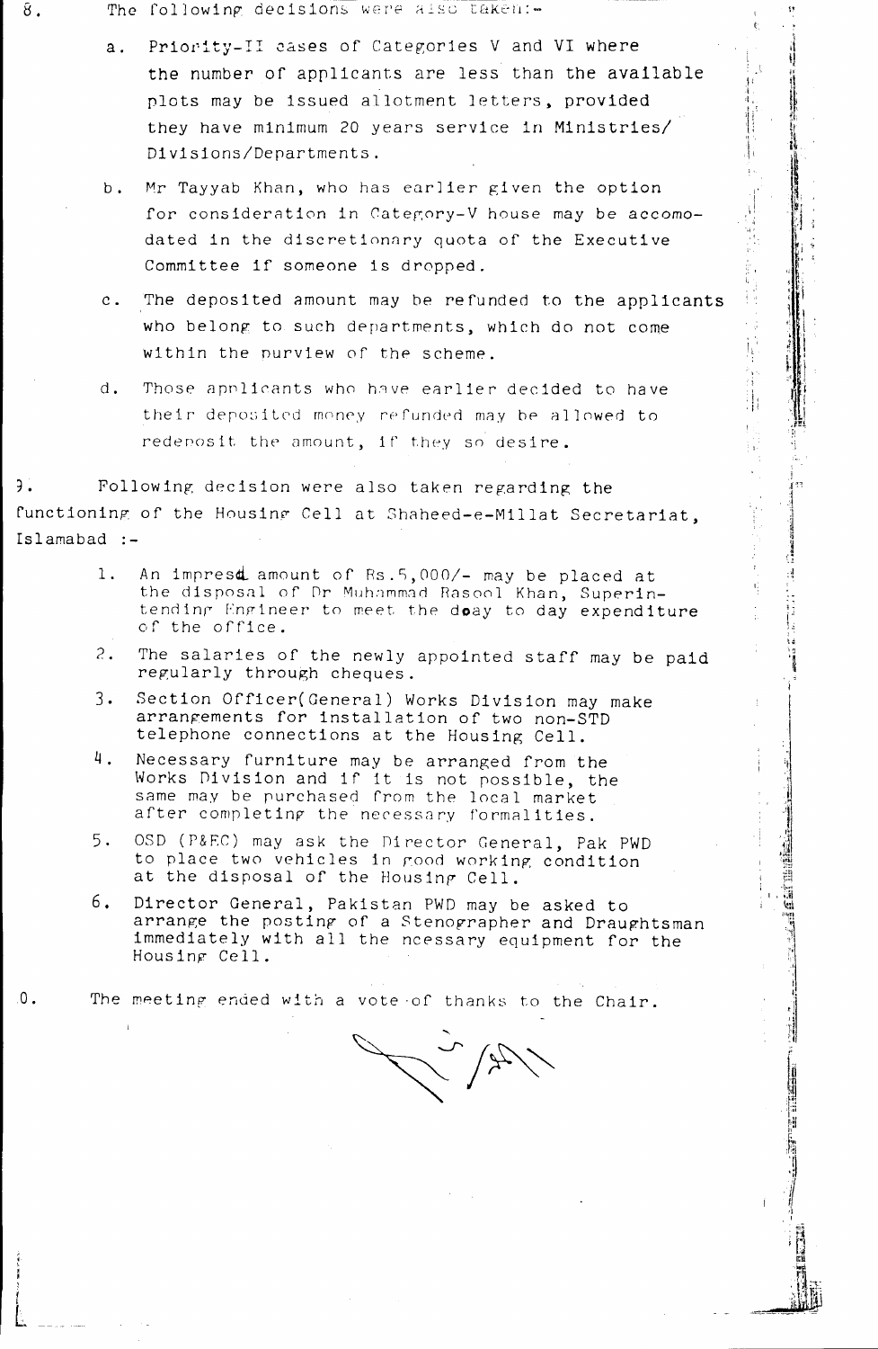8. The following decisions were also taken:-

   a. Priority-II cases of Categories V and VI where the number of applicants are less than the available plots may be issued allotment letters, provided they have minimum 20 years service in Ministries/ Divisions/Departments.

   b. Mr Tayyab Khan, who has earlier given the option for consideration in Category-V house may be accomodated in the discretionary quota of the Executive Committee if someone is dropped.

   c. The deposited amount may be refunded to the applicants who belong to such departments, which do not come within the purview of the scheme.

   d. Those applicants who have earlier decided to have their deposited money refunded may be allowed to redeposit the amount, if they so desire.

9. Following decision were also taken regarding the functioning of the Housing Cell at Shaheed-e-Millat Secretariat, Islamabad :-

   1. An impresd amount of Rs.5,000/- may be placed at the disposal of Dr Muhammad Rasool Khan, Superintending Engineer to meet the doay to day expenditure of the office.

   2. The salaries of the newly appointed staff may be paid regularly through cheques.

   3. Section Officer(General) Works Division may make arrangements for installation of two non-STD telephone connections at the Housing Cell.

   4. Necessary furniture may be arranged from the Works Division and if it is not possible, the same may be purchased from the local market after completing the necessary formalities.

   5. OSD (P&EC) may ask the Director General, Pak PWD to place two vehicles in good working condition at the disposal of the Housing Cell.

   6. Director General, Pakistan PWD may be asked to arrange the posting of a Stenographer and Draughtsman immediately with all the ncessary equipment for the Housing Cell.

10. The meeting ended with a vote of thanks to the Chair.